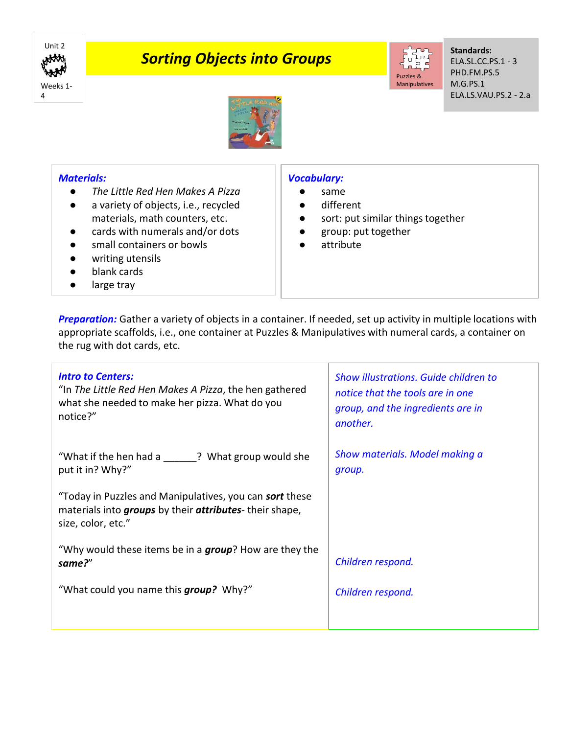Unit 2

Weeks 1-4

# *Sorting Objects into Groups*

Puzzles & Manipulatives

**Standards:**
ELA.SL.CC.PS.1 - 3
PHD.FM.PS.5
M.G.PS.1
ELA.LS.VAU.PS.2 - 2.a

***Materials:***

- *The Little Red Hen Makes A Pizza*
- a variety of objects, i.e., recycled materials, math counters, etc.
- cards with numerals and/or dots
- small containers or bowls
- writing utensils
- blank cards
- large tray

***Vocabulary:***

- same
- different
- sort: put similar things together
- group: put together
- attribute

***Preparation:*** Gather a variety of objects in a container. If needed, set up activity in multiple locations with appropriate scaffolds, i.e., one container at Puzzles & Manipulatives with numeral cards, a container on the rug with dot cards, etc.

| ***Intro to Centers:*** | |
|---|---|
| "In *The Little Red Hen Makes A Pizza*, the hen gathered what she needed to make her pizza. What do you notice?" | *Show illustrations. Guide children to notice that the tools are in one group, and the ingredients are in another.* |
| "What if the hen had a ______? What group would she put it in? Why?" | *Show materials. Model making a group.* |
| "Today in Puzzles and Manipulatives, you can ***sort*** these materials into ***groups*** by their ***attributes***- their shape, size, color, etc." | |
| "Why would these items be in a ***group***? How are they the ***same?***" | *Children respond.* |
| "What could you name this ***group?*** Why?" | *Children respond.* |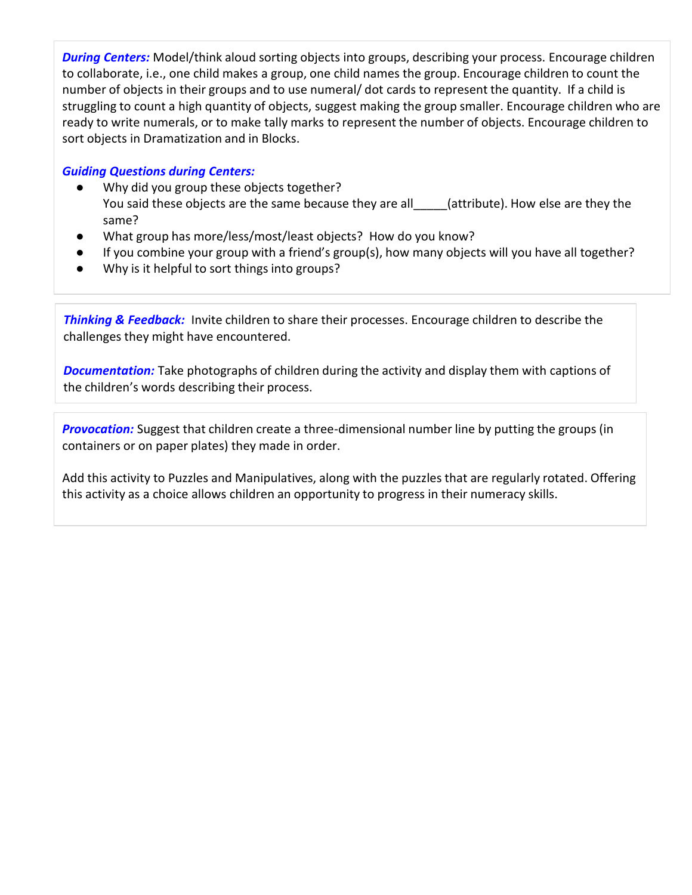***During Centers:*** Model/think aloud sorting objects into groups, describing your process. Encourage children to collaborate, i.e., one child makes a group, one child names the group. Encourage children to count the number of objects in their groups and to use numeral/ dot cards to represent the quantity. If a child is struggling to count a high quantity of objects, suggest making the group smaller. Encourage children who are ready to write numerals, or to make tally marks to represent the number of objects. Encourage children to sort objects in Dramatization and in Blocks.

***Guiding Questions during Centers:***

- Why did you group these objects together?
  You said these objects are the same because they are all_____(attribute). How else are they the same?
- What group has more/less/most/least objects? How do you know?
- If you combine your group with a friend's group(s), how many objects will you have all together?
- Why is it helpful to sort things into groups?

***Thinking & Feedback:*** Invite children to share their processes. Encourage children to describe the challenges they might have encountered.

***Documentation:*** Take photographs of children during the activity and display them with captions of the children's words describing their process.

***Provocation:*** Suggest that children create a three-dimensional number line by putting the groups (in containers or on paper plates) they made in order.

Add this activity to Puzzles and Manipulatives, along with the puzzles that are regularly rotated. Offering this activity as a choice allows children an opportunity to progress in their numeracy skills.